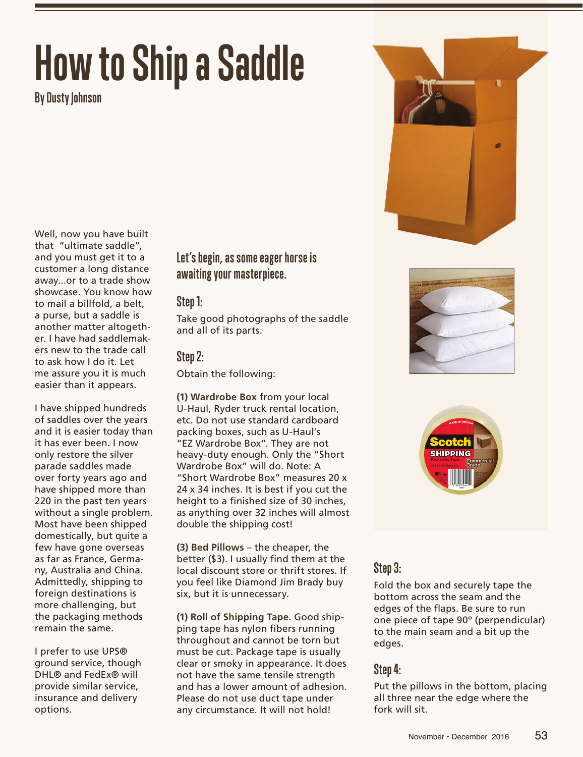// How to Ship a Saddle

By Dusty Johnson

Well, now you have built that "ultimate saddle", and you must get it to a customer a long distance away...or to a trade show showcase. You know how to mail a billfold, a belt, a purse, but a saddle is another matter altogether. I have had saddlemakers new to the trade call to ask how I do it. Let me assure you it is much easier than it appears.

I have shipped hundreds of saddles over the years and it is easier today than it has ever been. I now only restore the silver parade saddles made over forty years ago and have shipped more than 220 in the past ten years without a single problem. Most have been shipped domestically, but quite a few have gone overseas as far as France, Germany, Australia and China. Admittedly, shipping to foreign destinations is more challenging, but the packaging methods remain the same.

I prefer to use UPS® ground service, though DHL® and FedEx® will provide similar service, insurance and delivery options.

### Let's begin, as some eager horse is awaiting your masterpiece.

### Step 1:

Take good photographs of the saddle and all of its parts.

### Step 2:

Obtain the following:

**(1) Wardrobe Box** from your local U-Haul, Ryder truck rental location, etc. Do not use standard cardboard packing boxes, such as U-Haul's "EZ Wardrobe Box". They are not heavy-duty enough. Only the "Short Wardrobe Box" will do. Note: A "Short Wardrobe Box" measures 20 x 24 x 34 inches. It is best if you cut the height to a finished size of 30 inches, as anything over 32 inches will almost double the shipping cost!

**(3) Bed Pillows** – the cheaper, the better ($3). I usually find them at the local discount store or thrift stores. If you feel like Diamond Jim Brady buy six, but it is unnecessary.

**(1) Roll of Shipping Tape**. Good shipping tape has nylon fibers running throughout and cannot be torn but must be cut. Package tape is usually clear or smoky in appearance. It does not have the same tensile strength and has a lower amount of adhesion. Please do not use duct tape under any circumstance. It will not hold!

### Step 3:

Fold the box and securely tape the bottom across the seam and the edges of the flaps. Be sure to run one piece of tape 90° (perpendicular) to the main seam and a bit up the edges.

### Step 4:

Put the pillows in the bottom, placing all three near the edge where the fork will sit.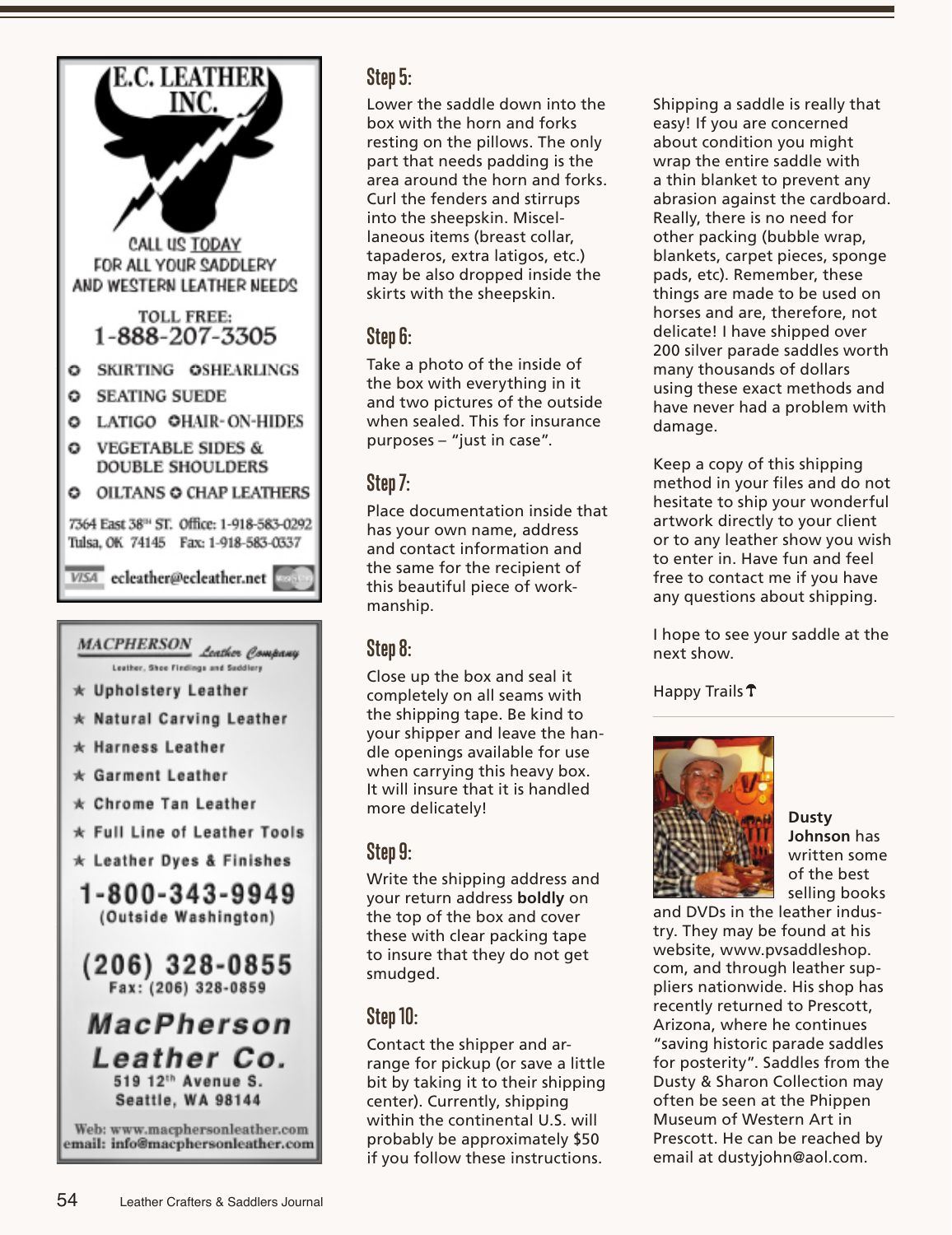E.C. LEATHER INC.

CALL US TODAY FOR ALL YOUR SADDLERY AND WESTERN LEATHER NEEDS

TOLL FREE: 1-888-207-3305

- SKIRTING
- SHEARLINGS
- SEATING SUEDE
- LATIGO
- HAIR-ON-HIDES
- VEGETABLE SIDES & DOUBLE SHOULDERS
- OILTANS
- CHAP LEATHERS

7364 East 38th ST. Office: 1-918-583-0292
Tulsa, OK 74145 Fax: 1-918-583-0337

ecleather@ecleather.net

MACPHERSON Leather Company
Leather, Shoe Findings and Saddlery

- ★ Upholstery Leather
- ★ Natural Carving Leather
- ★ Harness Leather
- ★ Garment Leather
- ★ Chrome Tan Leather
- ★ Full Line of Leather Tools
- ★ Leather Dyes & Finishes

1-800-343-9949 (Outside Washington)

(206) 328-0855
Fax: (206) 328-0859

MacPherson Leather Co.
519 12th Avenue S.
Seattle, WA 98144

Web: www.macphersonleather.com
email: info@macphersonleather.com

## Step 5:

Lower the saddle down into the box with the horn and forks resting on the pillows. The only part that needs padding is the area around the horn and forks. Curl the fenders and stirrups into the sheepskin. Miscellaneous items (breast collar, tapaderos, extra latigos, etc.) may be also dropped inside the skirts with the sheepskin.

## Step 6:

Take a photo of the inside of the box with everything in it and two pictures of the outside when sealed. This for insurance purposes – "just in case".

## Step 7:

Place documentation inside that has your own name, address and contact information and the same for the recipient of this beautiful piece of workmanship.

## Step 8:

Close up the box and seal it completely on all seams with the shipping tape. Be kind to your shipper and leave the handle openings available for use when carrying this heavy box. It will insure that it is handled more delicately!

## Step 9:

Write the shipping address and your return address **boldly** on the top of the box and cover these with clear packing tape to insure that they do not get smudged.

## Step 10:

Contact the shipper and arrange for pickup (or save a little bit by taking it to their shipping center). Currently, shipping within the continental U.S. will probably be approximately $50 if you follow these instructions.

Shipping a saddle is really that easy! If you are concerned about condition you might wrap the entire saddle with a thin blanket to prevent any abrasion against the cardboard. Really, there is no need for other packing (bubble wrap, blankets, carpet pieces, sponge pads, etc). Remember, these things are made to be used on horses and are, therefore, not delicate! I have shipped over 200 silver parade saddles worth many thousands of dollars using these exact methods and have never had a problem with damage.

Keep a copy of this shipping method in your files and do not hesitate to ship your wonderful artwork directly to your client or to any leather show you wish to enter in. Have fun and feel free to contact me if you have any questions about shipping.

I hope to see your saddle at the next show.

Happy Trails

**Dusty Johnson** has written some of the best selling books and DVDs in the leather industry. They may be found at his website, www.pvsaddleshop.com, and through leather suppliers nationwide. His shop has recently returned to Prescott, Arizona, where he continues "saving historic parade saddles for posterity". Saddles from the Dusty & Sharon Collection may often be seen at the Phippen Museum of Western Art in Prescott. He can be reached by email at dustyjohn@aol.com.